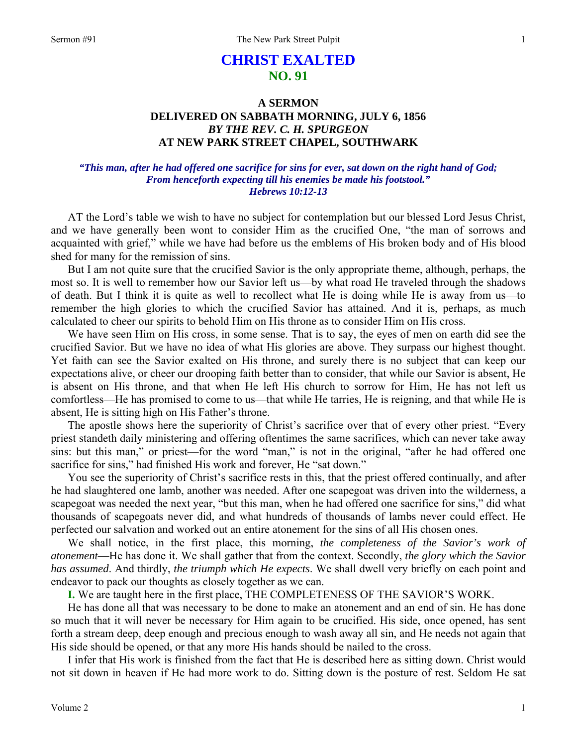# CHRIST EXALTED
## NO. 91

### A SERMON
### DELIVERED ON SABBATH MORNING, JULY 6, 1856
### *BY THE REV. C. H. SPURGEON*
### AT NEW PARK STREET CHAPEL, SOUTHWARK

***"This man, after he had offered one sacrifice for sins for ever, sat down on the right hand of God; From henceforth expecting till his enemies be made his footstool." Hebrews 10:12-13***

AT the Lord's table we wish to have no subject for contemplation but our blessed Lord Jesus Christ, and we have generally been wont to consider Him as the crucified One, "the man of sorrows and acquainted with grief," while we have had before us the emblems of His broken body and of His blood shed for many for the remission of sins.

But I am not quite sure that the crucified Savior is the only appropriate theme, although, perhaps, the most so. It is well to remember how our Savior left us—by what road He traveled through the shadows of death. But I think it is quite as well to recollect what He is doing while He is away from us—to remember the high glories to which the crucified Savior has attained. And it is, perhaps, as much calculated to cheer our spirits to behold Him on His throne as to consider Him on His cross.

We have seen Him on His cross, in some sense. That is to say, the eyes of men on earth did see the crucified Savior. But we have no idea of what His glories are above. They surpass our highest thought. Yet faith can see the Savior exalted on His throne, and surely there is no subject that can keep our expectations alive, or cheer our drooping faith better than to consider, that while our Savior is absent, He is absent on His throne, and that when He left His church to sorrow for Him, He has not left us comfortless—He has promised to come to us—that while He tarries, He is reigning, and that while He is absent, He is sitting high on His Father's throne.

The apostle shows here the superiority of Christ's sacrifice over that of every other priest. "Every priest standeth daily ministering and offering oftentimes the same sacrifices, which can never take away sins: but this man," or priest—for the word "man," is not in the original, "after he had offered one sacrifice for sins," had finished His work and forever, He "sat down."

You see the superiority of Christ's sacrifice rests in this, that the priest offered continually, and after he had slaughtered one lamb, another was needed. After one scapegoat was driven into the wilderness, a scapegoat was needed the next year, "but this man, when he had offered one sacrifice for sins," did what thousands of scapegoats never did, and what hundreds of thousands of lambs never could effect. He perfected our salvation and worked out an entire atonement for the sins of all His chosen ones.

We shall notice, in the first place, this morning, *the completeness of the Savior's work of atonement*—He has done it. We shall gather that from the context. Secondly, *the glory which the Savior has assumed*. And thirdly, *the triumph which He expects*. We shall dwell very briefly on each point and endeavor to pack our thoughts as closely together as we can.

**I.** We are taught here in the first place, THE COMPLETENESS OF THE SAVIOR'S WORK.

He has done all that was necessary to be done to make an atonement and an end of sin. He has done so much that it will never be necessary for Him again to be crucified. His side, once opened, has sent forth a stream deep, deep enough and precious enough to wash away all sin, and He needs not again that His side should be opened, or that any more His hands should be nailed to the cross.

I infer that His work is finished from the fact that He is described here as sitting down. Christ would not sit down in heaven if He had more work to do. Sitting down is the posture of rest. Seldom He sat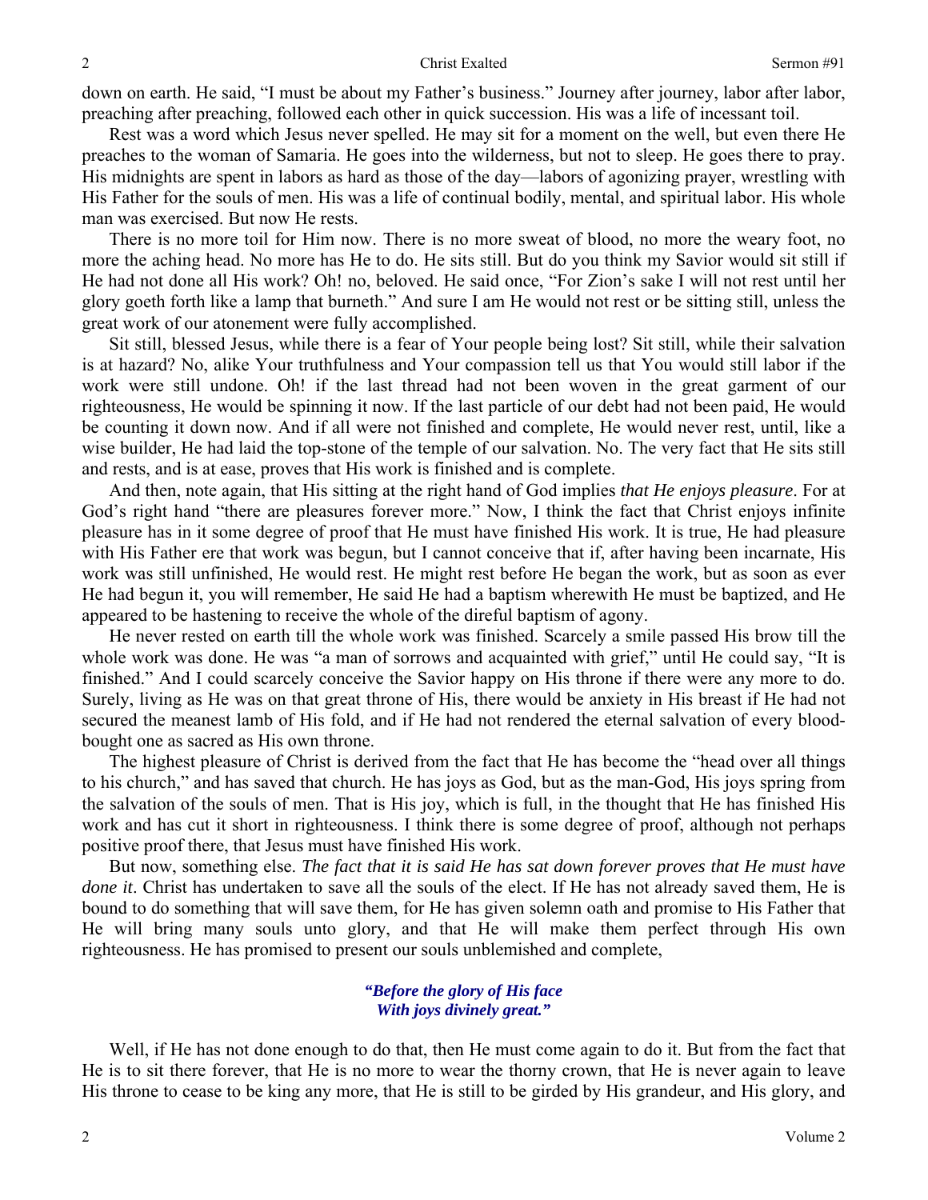down on earth. He said, "I must be about my Father's business." Journey after journey, labor after labor, preaching after preaching, followed each other in quick succession. His was a life of incessant toil.

Rest was a word which Jesus never spelled. He may sit for a moment on the well, but even there He preaches to the woman of Samaria. He goes into the wilderness, but not to sleep. He goes there to pray. His midnights are spent in labors as hard as those of the day—labors of agonizing prayer, wrestling with His Father for the souls of men. His was a life of continual bodily, mental, and spiritual labor. His whole man was exercised. But now He rests.

There is no more toil for Him now. There is no more sweat of blood, no more the weary foot, no more the aching head. No more has He to do. He sits still. But do you think my Savior would sit still if He had not done all His work? Oh! no, beloved. He said once, "For Zion's sake I will not rest until her glory goeth forth like a lamp that burneth." And sure I am He would not rest or be sitting still, unless the great work of our atonement were fully accomplished.

Sit still, blessed Jesus, while there is a fear of Your people being lost? Sit still, while their salvation is at hazard? No, alike Your truthfulness and Your compassion tell us that You would still labor if the work were still undone. Oh! if the last thread had not been woven in the great garment of our righteousness, He would be spinning it now. If the last particle of our debt had not been paid, He would be counting it down now. And if all were not finished and complete, He would never rest, until, like a wise builder, He had laid the top-stone of the temple of our salvation. No. The very fact that He sits still and rests, and is at ease, proves that His work is finished and is complete.

And then, note again, that His sitting at the right hand of God implies *that He enjoys pleasure*. For at God's right hand "there are pleasures forever more." Now, I think the fact that Christ enjoys infinite pleasure has in it some degree of proof that He must have finished His work. It is true, He had pleasure with His Father ere that work was begun, but I cannot conceive that if, after having been incarnate, His work was still unfinished, He would rest. He might rest before He began the work, but as soon as ever He had begun it, you will remember, He said He had a baptism wherewith He must be baptized, and He appeared to be hastening to receive the whole of the direful baptism of agony.

He never rested on earth till the whole work was finished. Scarcely a smile passed His brow till the whole work was done. He was "a man of sorrows and acquainted with grief," until He could say, "It is finished." And I could scarcely conceive the Savior happy on His throne if there were any more to do. Surely, living as He was on that great throne of His, there would be anxiety in His breast if He had not secured the meanest lamb of His fold, and if He had not rendered the eternal salvation of every blood-bought one as sacred as His own throne.

The highest pleasure of Christ is derived from the fact that He has become the "head over all things to his church," and has saved that church. He has joys as God, but as the man-God, His joys spring from the salvation of the souls of men. That is His joy, which is full, in the thought that He has finished His work and has cut it short in righteousness. I think there is some degree of proof, although not perhaps positive proof there, that Jesus must have finished His work.

But now, something else. *The fact that it is said He has sat down forever proves that He must have done it*. Christ has undertaken to save all the souls of the elect. If He has not already saved them, He is bound to do something that will save them, for He has given solemn oath and promise to His Father that He will bring many souls unto glory, and that He will make them perfect through His own righteousness. He has promised to present our souls unblemished and complete,

> ***"Before the glory of His face***
> ***With joys divinely great."***

Well, if He has not done enough to do that, then He must come again to do it. But from the fact that He is to sit there forever, that He is no more to wear the thorny crown, that He is never again to leave His throne to cease to be king any more, that He is still to be girded by His grandeur, and His glory, and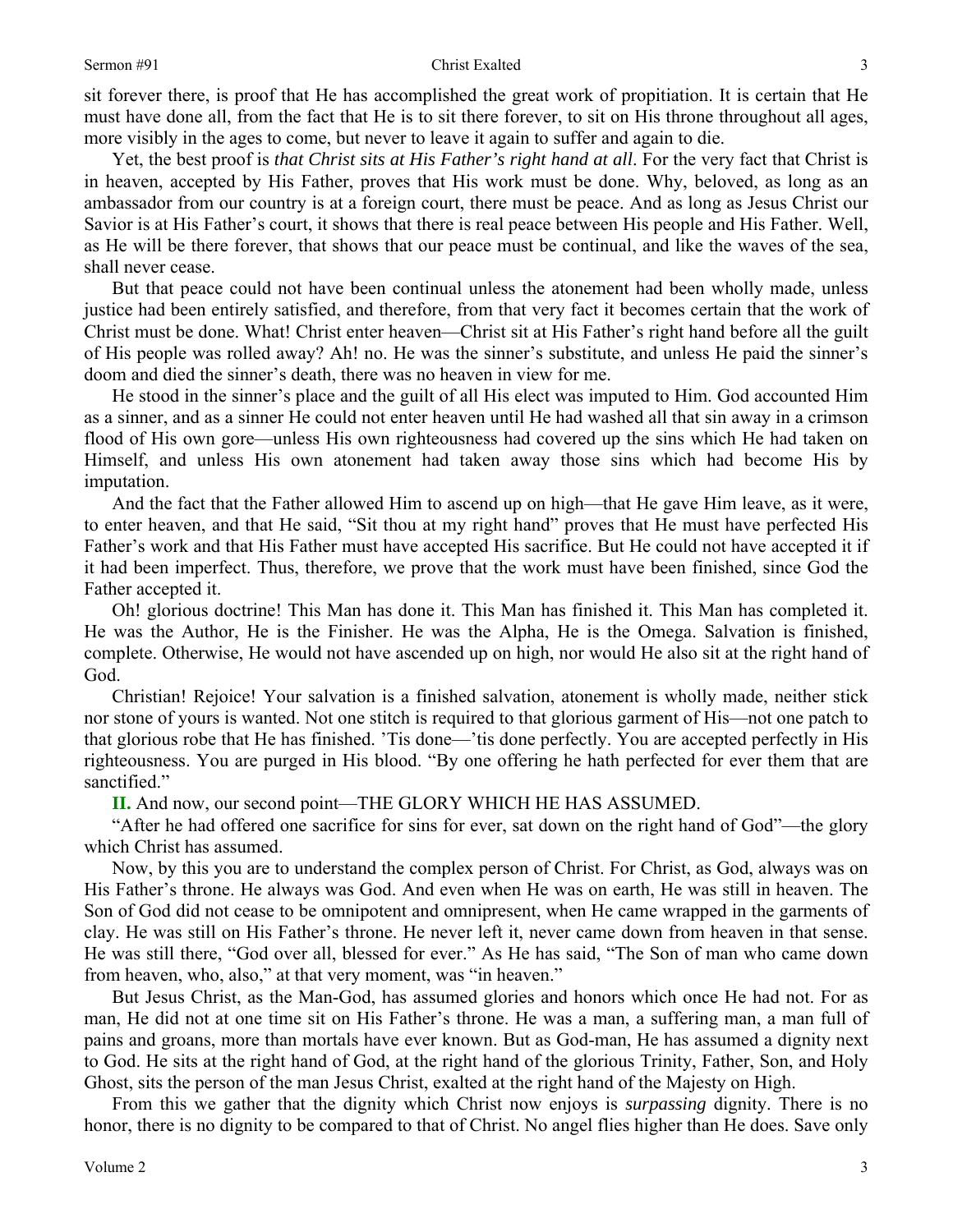sit forever there, is proof that He has accomplished the great work of propitiation. It is certain that He must have done all, from the fact that He is to sit there forever, to sit on His throne throughout all ages, more visibly in the ages to come, but never to leave it again to suffer and again to die.

Yet, the best proof is *that Christ sits at His Father's right hand at all*. For the very fact that Christ is in heaven, accepted by His Father, proves that His work must be done. Why, beloved, as long as an ambassador from our country is at a foreign court, there must be peace. And as long as Jesus Christ our Savior is at His Father's court, it shows that there is real peace between His people and His Father. Well, as He will be there forever, that shows that our peace must be continual, and like the waves of the sea, shall never cease.

But that peace could not have been continual unless the atonement had been wholly made, unless justice had been entirely satisfied, and therefore, from that very fact it becomes certain that the work of Christ must be done. What! Christ enter heaven—Christ sit at His Father's right hand before all the guilt of His people was rolled away? Ah! no. He was the sinner's substitute, and unless He paid the sinner's doom and died the sinner's death, there was no heaven in view for me.

He stood in the sinner's place and the guilt of all His elect was imputed to Him. God accounted Him as a sinner, and as a sinner He could not enter heaven until He had washed all that sin away in a crimson flood of His own gore—unless His own righteousness had covered up the sins which He had taken on Himself, and unless His own atonement had taken away those sins which had become His by imputation.

And the fact that the Father allowed Him to ascend up on high—that He gave Him leave, as it were, to enter heaven, and that He said, "Sit thou at my right hand" proves that He must have perfected His Father's work and that His Father must have accepted His sacrifice. But He could not have accepted it if it had been imperfect. Thus, therefore, we prove that the work must have been finished, since God the Father accepted it.

Oh! glorious doctrine! This Man has done it. This Man has finished it. This Man has completed it. He was the Author, He is the Finisher. He was the Alpha, He is the Omega. Salvation is finished, complete. Otherwise, He would not have ascended up on high, nor would He also sit at the right hand of God.

Christian! Rejoice! Your salvation is a finished salvation, atonement is wholly made, neither stick nor stone of yours is wanted. Not one stitch is required to that glorious garment of His—not one patch to that glorious robe that He has finished. 'Tis done—'tis done perfectly. You are accepted perfectly in His righteousness. You are purged in His blood. "By one offering he hath perfected for ever them that are sanctified."

**II.** And now, our second point—THE GLORY WHICH HE HAS ASSUMED.

"After he had offered one sacrifice for sins for ever, sat down on the right hand of God"—the glory which Christ has assumed.

Now, by this you are to understand the complex person of Christ. For Christ, as God, always was on His Father's throne. He always was God. And even when He was on earth, He was still in heaven. The Son of God did not cease to be omnipotent and omnipresent, when He came wrapped in the garments of clay. He was still on His Father's throne. He never left it, never came down from heaven in that sense. He was still there, "God over all, blessed for ever." As He has said, "The Son of man who came down from heaven, who, also," at that very moment, was "in heaven."

But Jesus Christ, as the Man-God, has assumed glories and honors which once He had not. For as man, He did not at one time sit on His Father's throne. He was a man, a suffering man, a man full of pains and groans, more than mortals have ever known. But as God-man, He has assumed a dignity next to God. He sits at the right hand of God, at the right hand of the glorious Trinity, Father, Son, and Holy Ghost, sits the person of the man Jesus Christ, exalted at the right hand of the Majesty on High.

From this we gather that the dignity which Christ now enjoys is *surpassing* dignity. There is no honor, there is no dignity to be compared to that of Christ. No angel flies higher than He does. Save only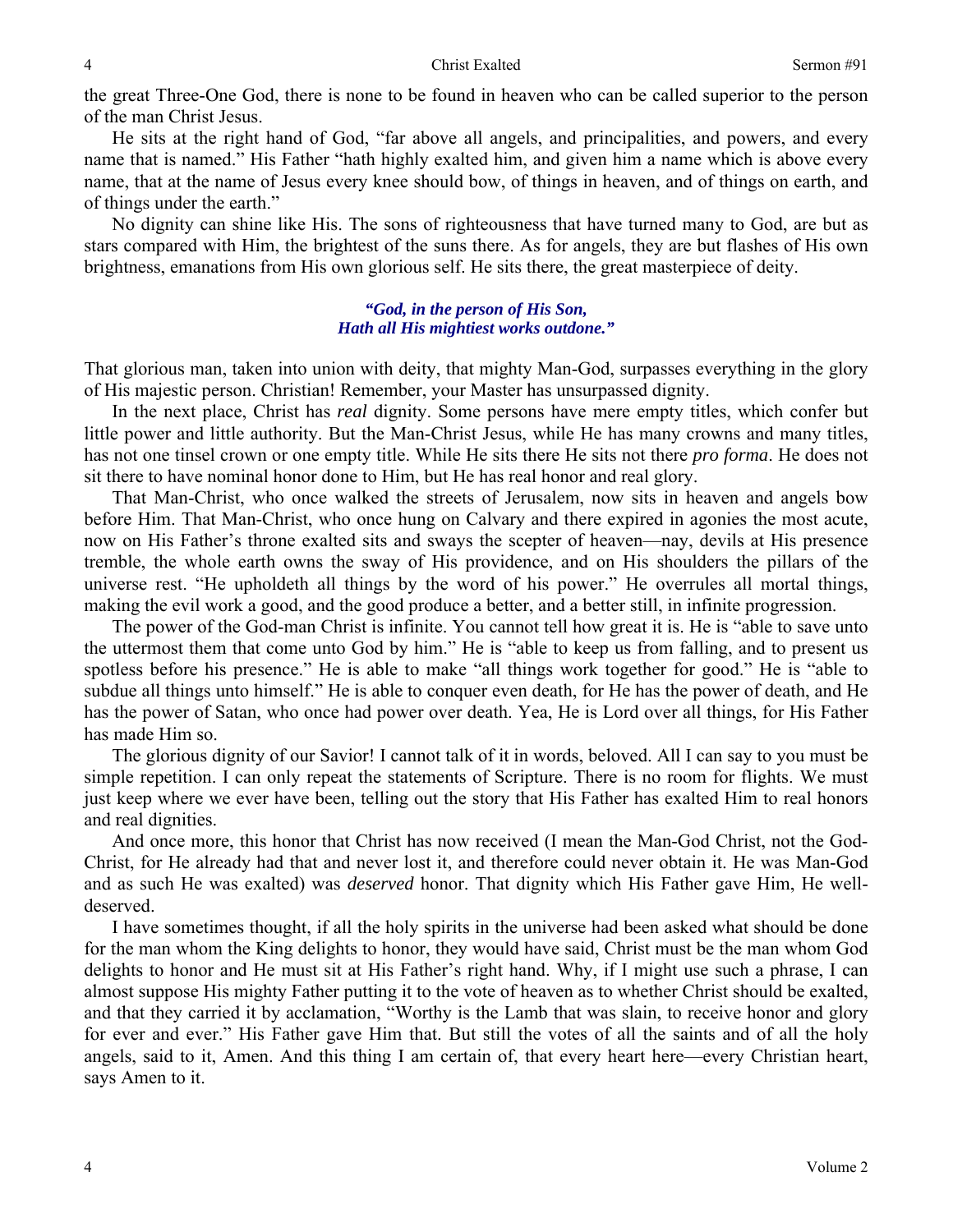the great Three-One God, there is none to be found in heaven who can be called superior to the person of the man Christ Jesus.

He sits at the right hand of God, "far above all angels, and principalities, and powers, and every name that is named." His Father "hath highly exalted him, and given him a name which is above every name, that at the name of Jesus every knee should bow, of things in heaven, and of things on earth, and of things under the earth."

No dignity can shine like His. The sons of righteousness that have turned many to God, are but as stars compared with Him, the brightest of the suns there. As for angels, they are but flashes of His own brightness, emanations from His own glorious self. He sits there, the great masterpiece of deity.

> ***"God, in the person of His Son,***
> ***Hath all His mightiest works outdone."***

That glorious man, taken into union with deity, that mighty Man-God, surpasses everything in the glory of His majestic person. Christian! Remember, your Master has unsurpassed dignity.

In the next place, Christ has *real* dignity. Some persons have mere empty titles, which confer but little power and little authority. But the Man-Christ Jesus, while He has many crowns and many titles, has not one tinsel crown or one empty title. While He sits there He sits not there *pro forma*. He does not sit there to have nominal honor done to Him, but He has real honor and real glory.

That Man-Christ, who once walked the streets of Jerusalem, now sits in heaven and angels bow before Him. That Man-Christ, who once hung on Calvary and there expired in agonies the most acute, now on His Father's throne exalted sits and sways the scepter of heaven—nay, devils at His presence tremble, the whole earth owns the sway of His providence, and on His shoulders the pillars of the universe rest. "He upholdeth all things by the word of his power." He overrules all mortal things, making the evil work a good, and the good produce a better, and a better still, in infinite progression.

The power of the God-man Christ is infinite. You cannot tell how great it is. He is "able to save unto the uttermost them that come unto God by him." He is "able to keep us from falling, and to present us spotless before his presence." He is able to make "all things work together for good." He is "able to subdue all things unto himself." He is able to conquer even death, for He has the power of death, and He has the power of Satan, who once had power over death. Yea, He is Lord over all things, for His Father has made Him so.

The glorious dignity of our Savior! I cannot talk of it in words, beloved. All I can say to you must be simple repetition. I can only repeat the statements of Scripture. There is no room for flights. We must just keep where we ever have been, telling out the story that His Father has exalted Him to real honors and real dignities.

And once more, this honor that Christ has now received (I mean the Man-God Christ, not the God-Christ, for He already had that and never lost it, and therefore could never obtain it. He was Man-God and as such He was exalted) was *deserved* honor. That dignity which His Father gave Him, He well-deserved.

I have sometimes thought, if all the holy spirits in the universe had been asked what should be done for the man whom the King delights to honor, they would have said, Christ must be the man whom God delights to honor and He must sit at His Father's right hand. Why, if I might use such a phrase, I can almost suppose His mighty Father putting it to the vote of heaven as to whether Christ should be exalted, and that they carried it by acclamation, "Worthy is the Lamb that was slain, to receive honor and glory for ever and ever." His Father gave Him that. But still the votes of all the saints and of all the holy angels, said to it, Amen. And this thing I am certain of, that every heart here—every Christian heart, says Amen to it.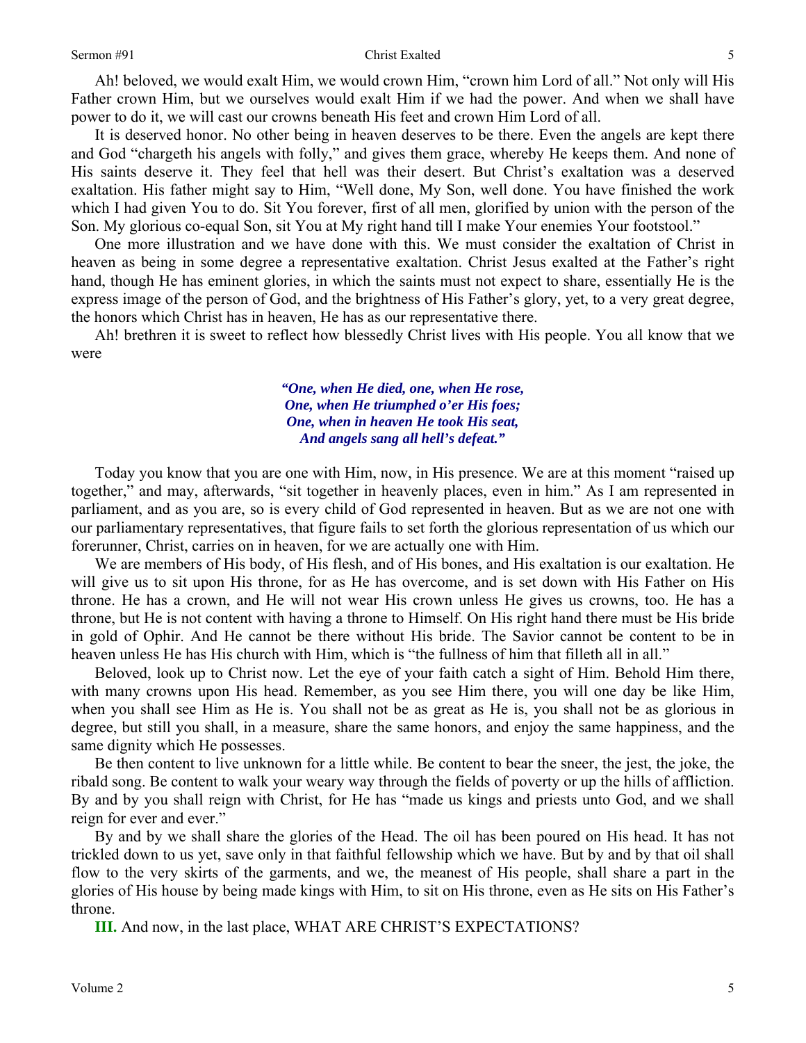Ah! beloved, we would exalt Him, we would crown Him, "crown him Lord of all." Not only will His Father crown Him, but we ourselves would exalt Him if we had the power. And when we shall have power to do it, we will cast our crowns beneath His feet and crown Him Lord of all.

It is deserved honor. No other being in heaven deserves to be there. Even the angels are kept there and God "chargeth his angels with folly," and gives them grace, whereby He keeps them. And none of His saints deserve it. They feel that hell was their desert. But Christ's exaltation was a deserved exaltation. His father might say to Him, "Well done, My Son, well done. You have finished the work which I had given You to do. Sit You forever, first of all men, glorified by union with the person of the Son. My glorious co-equal Son, sit You at My right hand till I make Your enemies Your footstool."

One more illustration and we have done with this. We must consider the exaltation of Christ in heaven as being in some degree a representative exaltation. Christ Jesus exalted at the Father's right hand, though He has eminent glories, in which the saints must not expect to share, essentially He is the express image of the person of God, and the brightness of His Father's glory, yet, to a very great degree, the honors which Christ has in heaven, He has as our representative there.

Ah! brethren it is sweet to reflect how blessedly Christ lives with His people. You all know that we were

> ***"One, when He died, one, when He rose,***
> ***One, when He triumphed o'er His foes;***
> ***One, when in heaven He took His seat,***
> ***And angels sang all hell's defeat."***

Today you know that you are one with Him, now, in His presence. We are at this moment "raised up together," and may, afterwards, "sit together in heavenly places, even in him." As I am represented in parliament, and as you are, so is every child of God represented in heaven. But as we are not one with our parliamentary representatives, that figure fails to set forth the glorious representation of us which our forerunner, Christ, carries on in heaven, for we are actually one with Him.

We are members of His body, of His flesh, and of His bones, and His exaltation is our exaltation. He will give us to sit upon His throne, for as He has overcome, and is set down with His Father on His throne. He has a crown, and He will not wear His crown unless He gives us crowns, too. He has a throne, but He is not content with having a throne to Himself. On His right hand there must be His bride in gold of Ophir. And He cannot be there without His bride. The Savior cannot be content to be in heaven unless He has His church with Him, which is "the fullness of him that filleth all in all."

Beloved, look up to Christ now. Let the eye of your faith catch a sight of Him. Behold Him there, with many crowns upon His head. Remember, as you see Him there, you will one day be like Him, when you shall see Him as He is. You shall not be as great as He is, you shall not be as glorious in degree, but still you shall, in a measure, share the same honors, and enjoy the same happiness, and the same dignity which He possesses.

Be then content to live unknown for a little while. Be content to bear the sneer, the jest, the joke, the ribald song. Be content to walk your weary way through the fields of poverty or up the hills of affliction. By and by you shall reign with Christ, for He has "made us kings and priests unto God, and we shall reign for ever and ever."

By and by we shall share the glories of the Head. The oil has been poured on His head. It has not trickled down to us yet, save only in that faithful fellowship which we have. But by and by that oil shall flow to the very skirts of the garments, and we, the meanest of His people, shall share a part in the glories of His house by being made kings with Him, to sit on His throne, even as He sits on His Father's throne.

**III.** And now, in the last place, WHAT ARE CHRIST'S EXPECTATIONS?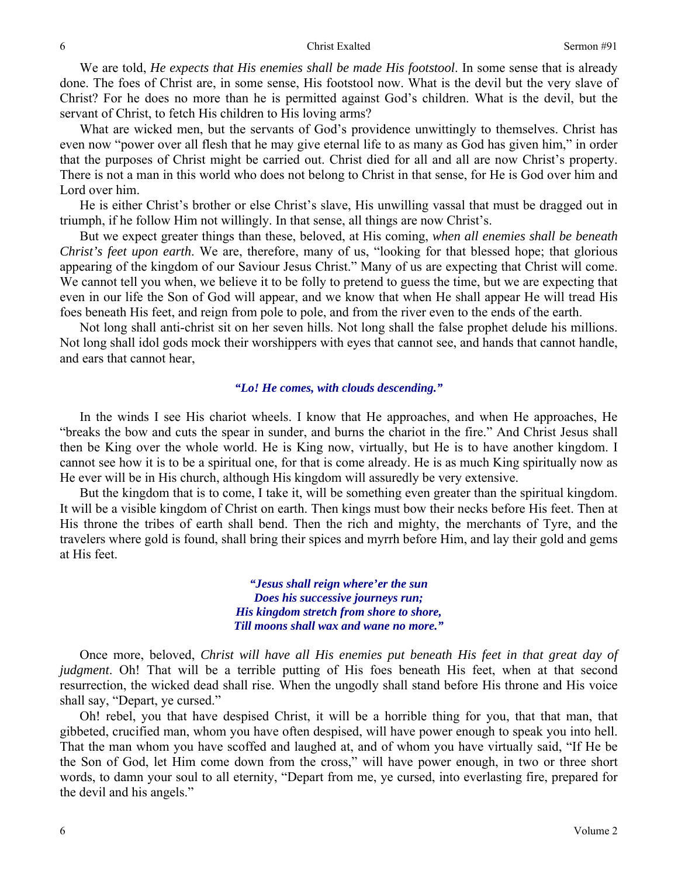We are told, *He expects that His enemies shall be made His footstool*. In some sense that is already done. The foes of Christ are, in some sense, His footstool now. What is the devil but the very slave of Christ? For he does no more than he is permitted against God's children. What is the devil, but the servant of Christ, to fetch His children to His loving arms?

What are wicked men, but the servants of God's providence unwittingly to themselves. Christ has even now "power over all flesh that he may give eternal life to as many as God has given him," in order that the purposes of Christ might be carried out. Christ died for all and all are now Christ's property. There is not a man in this world who does not belong to Christ in that sense, for He is God over him and Lord over him.

He is either Christ's brother or else Christ's slave, His unwilling vassal that must be dragged out in triumph, if he follow Him not willingly. In that sense, all things are now Christ's.

But we expect greater things than these, beloved, at His coming, *when all enemies shall be beneath Christ's feet upon earth*. We are, therefore, many of us, "looking for that blessed hope; that glorious appearing of the kingdom of our Saviour Jesus Christ." Many of us are expecting that Christ will come. We cannot tell you when, we believe it to be folly to pretend to guess the time, but we are expecting that even in our life the Son of God will appear, and we know that when He shall appear He will tread His foes beneath His feet, and reign from pole to pole, and from the river even to the ends of the earth.

Not long shall anti-christ sit on her seven hills. Not long shall the false prophet delude his millions. Not long shall idol gods mock their worshippers with eyes that cannot see, and hands that cannot handle, and ears that cannot hear,

***"Lo! He comes, with clouds descending."***

In the winds I see His chariot wheels. I know that He approaches, and when He approaches, He "breaks the bow and cuts the spear in sunder, and burns the chariot in the fire." And Christ Jesus shall then be King over the whole world. He is King now, virtually, but He is to have another kingdom. I cannot see how it is to be a spiritual one, for that is come already. He is as much King spiritually now as He ever will be in His church, although His kingdom will assuredly be very extensive.

But the kingdom that is to come, I take it, will be something even greater than the spiritual kingdom. It will be a visible kingdom of Christ on earth. Then kings must bow their necks before His feet. Then at His throne the tribes of earth shall bend. Then the rich and mighty, the merchants of Tyre, and the travelers where gold is found, shall bring their spices and myrrh before Him, and lay their gold and gems at His feet.

***"Jesus shall reign where'er the sun***
***Does his successive journeys run;***
***His kingdom stretch from shore to shore,***
***Till moons shall wax and wane no more."***

Once more, beloved, *Christ will have all His enemies put beneath His feet in that great day of judgment*. Oh! That will be a terrible putting of His foes beneath His feet, when at that second resurrection, the wicked dead shall rise. When the ungodly shall stand before His throne and His voice shall say, "Depart, ye cursed."

Oh! rebel, you that have despised Christ, it will be a horrible thing for you, that that man, that gibbeted, crucified man, whom you have often despised, will have power enough to speak you into hell. That the man whom you have scoffed and laughed at, and of whom you have virtually said, "If He be the Son of God, let Him come down from the cross," will have power enough, in two or three short words, to damn your soul to all eternity, "Depart from me, ye cursed, into everlasting fire, prepared for the devil and his angels."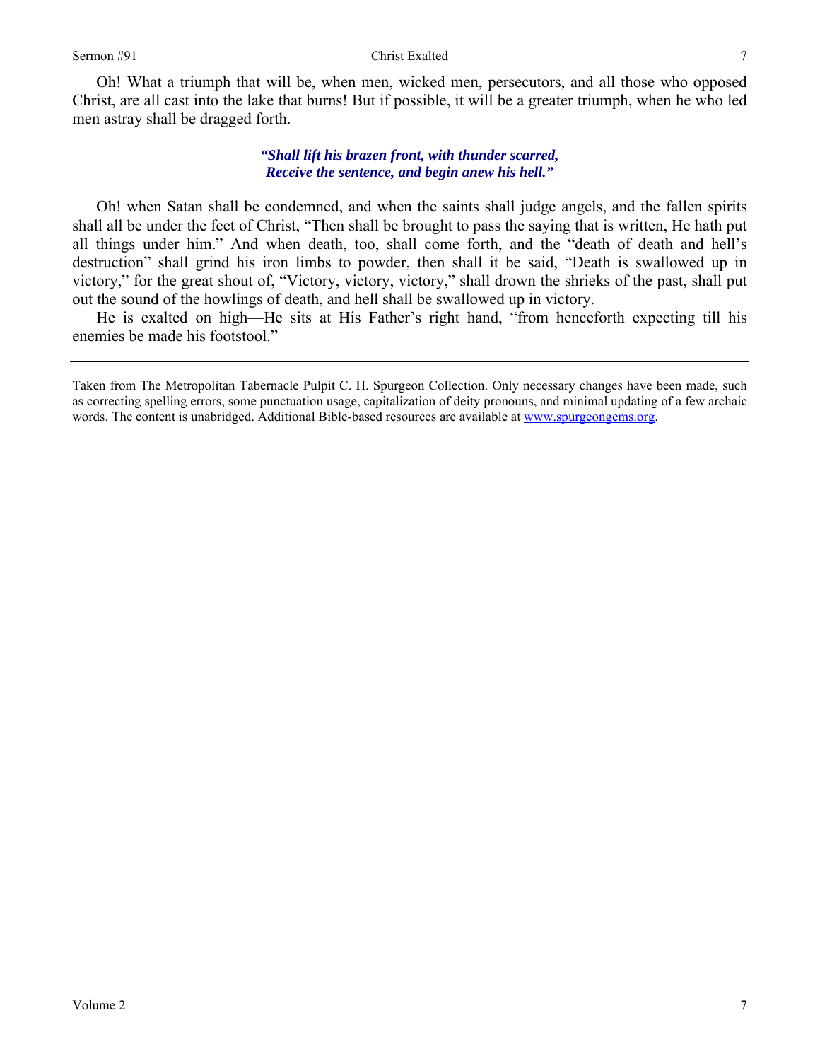Oh! What a triumph that will be, when men, wicked men, persecutors, and all those who opposed Christ, are all cast into the lake that burns! But if possible, it will be a greater triumph, when he who led men astray shall be dragged forth.

> ***"Shall lift his brazen front, with thunder scarred,***
> ***Receive the sentence, and begin anew his hell."***

Oh! when Satan shall be condemned, and when the saints shall judge angels, and the fallen spirits shall all be under the feet of Christ, "Then shall be brought to pass the saying that is written, He hath put all things under him." And when death, too, shall come forth, and the "death of death and hell's destruction" shall grind his iron limbs to powder, then shall it be said, "Death is swallowed up in victory," for the great shout of, "Victory, victory, victory," shall drown the shrieks of the past, shall put out the sound of the howlings of death, and hell shall be swallowed up in victory.

He is exalted on high—He sits at His Father's right hand, "from henceforth expecting till his enemies be made his footstool."

---

Taken from The Metropolitan Tabernacle Pulpit C. H. Spurgeon Collection. Only necessary changes have been made, such as correcting spelling errors, some punctuation usage, capitalization of deity pronouns, and minimal updating of a few archaic words. The content is unabridged. Additional Bible-based resources are available at [www.spurgeongems.org](http://www.spurgeongems.org).